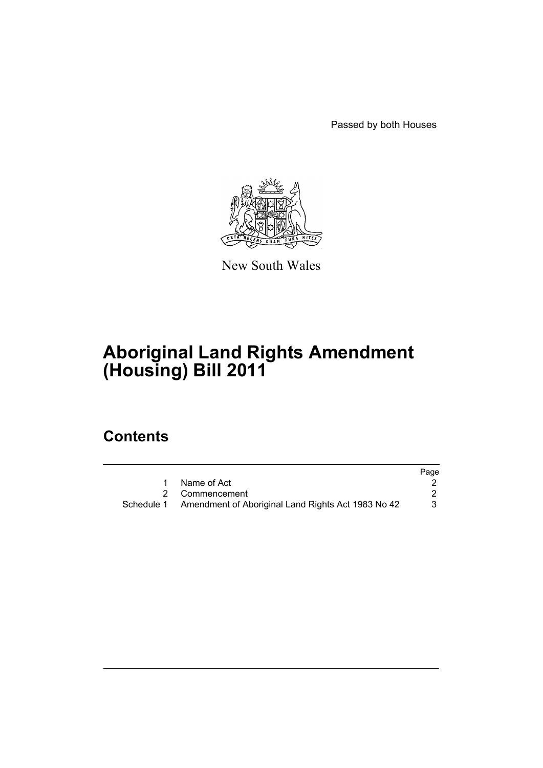Passed by both Houses

New South Wales

# Aboriginal Land Rights Amendment (Housing) Bill 2011

## Contents

| | | Page |
|---|---|---|
| 1 | Name of Act | 2 |
| 2 | Commencement | 2 |
| Schedule 1 | Amendment of Aboriginal Land Rights Act 1983 No 42 | 3 |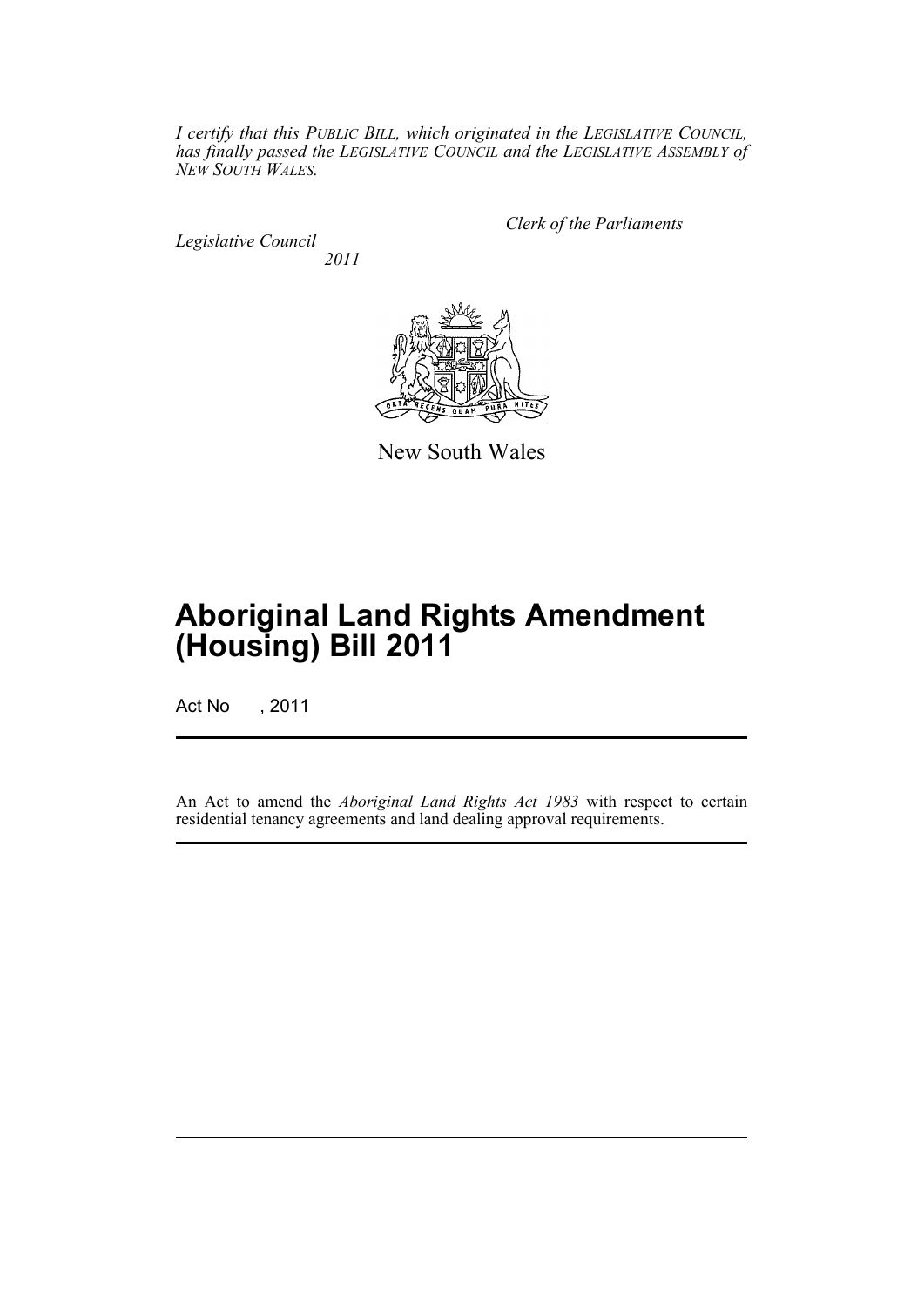*I certify that this PUBLIC BILL, which originated in the LEGISLATIVE COUNCIL, has finally passed the LEGISLATIVE COUNCIL and the LEGISLATIVE ASSEMBLY of NEW SOUTH WALES.*

*Clerk of the Parliaments*

*Legislative Council*

*2011*

New South Wales

# Aboriginal Land Rights Amendment (Housing) Bill 2011

Act No , 2011

An Act to amend the *Aboriginal Land Rights Act 1983* with respect to certain residential tenancy agreements and land dealing approval requirements.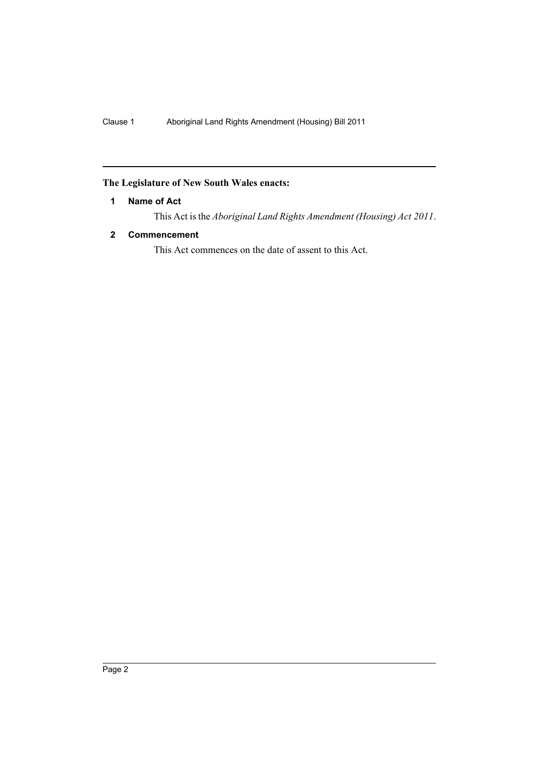**The Legislature of New South Wales enacts:**

### 1 Name of Act

This Act is the *Aboriginal Land Rights Amendment (Housing) Act 2011*.

### 2 Commencement

This Act commences on the date of assent to this Act.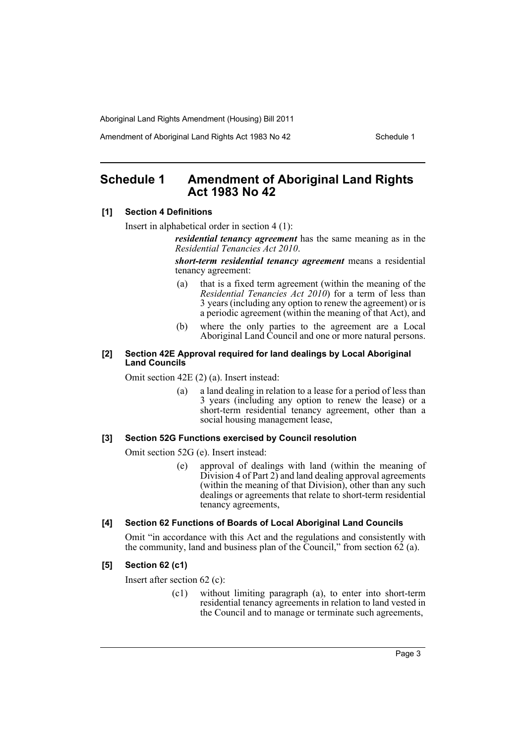# Schedule 1 Amendment of Aboriginal Land Rights Act 1983 No 42

**[1] Section 4 Definitions**

Insert in alphabetical order in section 4 (1):

> ***residential tenancy agreement*** has the same meaning as in the *Residential Tenancies Act 2010*.
>
> ***short-term residential tenancy agreement*** means a residential tenancy agreement:
>
> (a) that is a fixed term agreement (within the meaning of the *Residential Tenancies Act 2010*) for a term of less than 3 years (including any option to renew the agreement) or is a periodic agreement (within the meaning of that Act), and
>
> (b) where the only parties to the agreement are a Local Aboriginal Land Council and one or more natural persons.

**[2] Section 42E Approval required for land dealings by Local Aboriginal Land Councils**

Omit section 42E (2) (a). Insert instead:

> (a) a land dealing in relation to a lease for a period of less than 3 years (including any option to renew the lease) or a short-term residential tenancy agreement, other than a social housing management lease,

**[3] Section 52G Functions exercised by Council resolution**

Omit section 52G (e). Insert instead:

> (e) approval of dealings with land (within the meaning of Division 4 of Part 2) and land dealing approval agreements (within the meaning of that Division), other than any such dealings or agreements that relate to short-term residential tenancy agreements,

**[4] Section 62 Functions of Boards of Local Aboriginal Land Councils**

Omit "in accordance with this Act and the regulations and consistently with the community, land and business plan of the Council," from section 62 (a).

**[5] Section 62 (c1)**

Insert after section 62 (c):

> (c1) without limiting paragraph (a), to enter into short-term residential tenancy agreements in relation to land vested in the Council and to manage or terminate such agreements,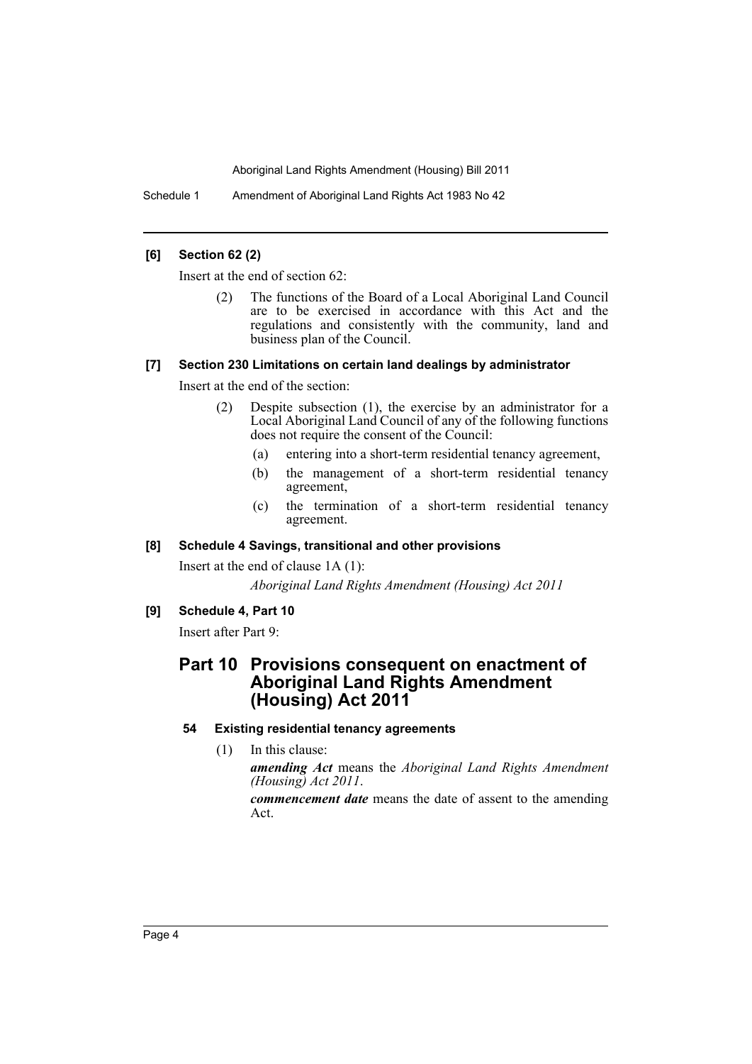**[6] Section 62 (2)**

Insert at the end of section 62:

> (2) The functions of the Board of a Local Aboriginal Land Council are to be exercised in accordance with this Act and the regulations and consistently with the community, land and business plan of the Council.

**[7] Section 230 Limitations on certain land dealings by administrator**

Insert at the end of the section:

> (2) Despite subsection (1), the exercise by an administrator for a Local Aboriginal Land Council of any of the following functions does not require the consent of the Council:
>
> (a) entering into a short-term residential tenancy agreement,
>
> (b) the management of a short-term residential tenancy agreement,
>
> (c) the termination of a short-term residential tenancy agreement.

**[8] Schedule 4 Savings, transitional and other provisions**

Insert at the end of clause 1A (1):

> *Aboriginal Land Rights Amendment (Housing) Act 2011*

**[9] Schedule 4, Part 10**

Insert after Part 9:

## Part 10 Provisions consequent on enactment of Aboriginal Land Rights Amendment (Housing) Act 2011

### 54 Existing residential tenancy agreements

(1) In this clause:

***amending Act*** means the *Aboriginal Land Rights Amendment (Housing) Act 2011*.

***commencement date*** means the date of assent to the amending Act.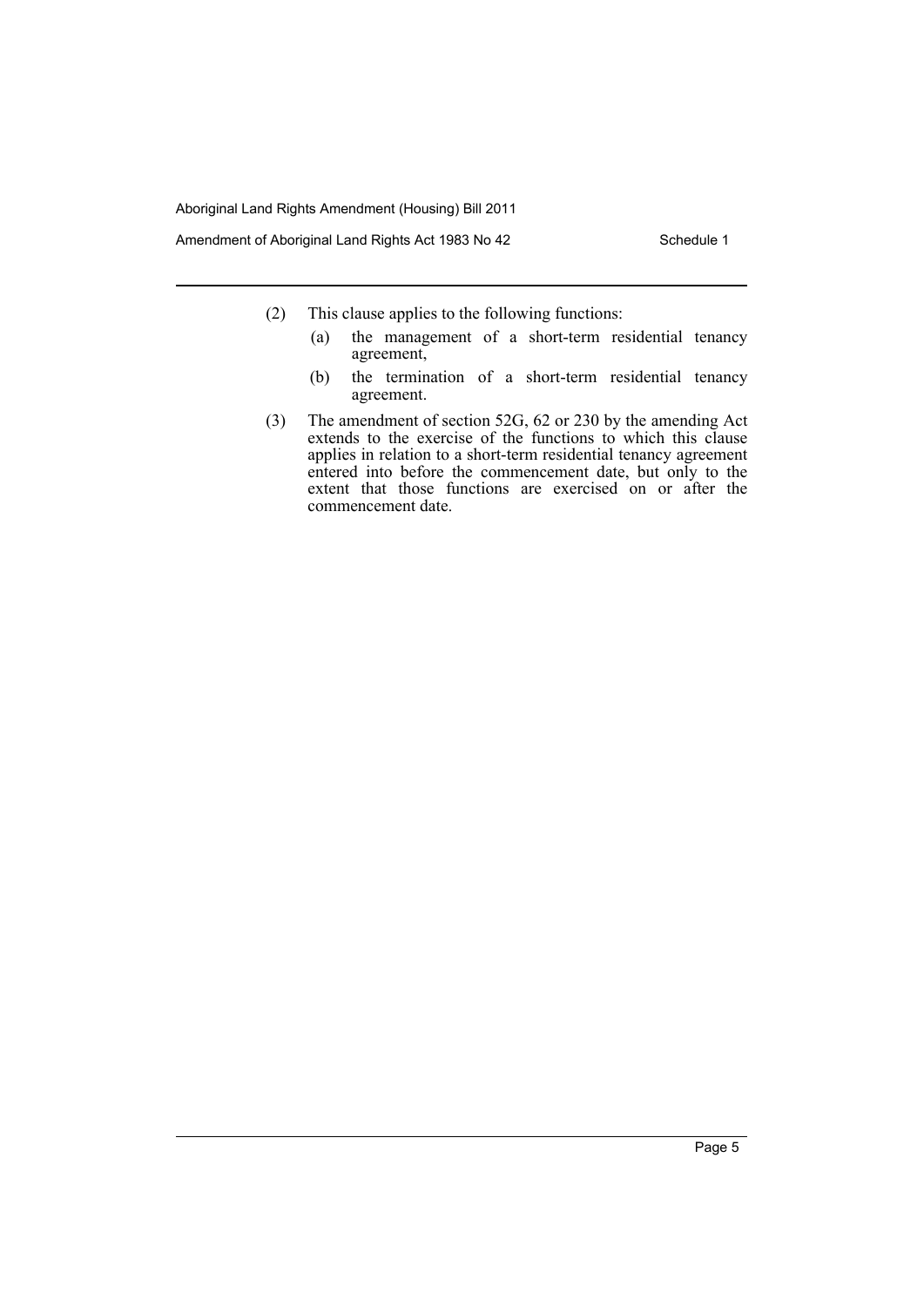(2) This clause applies to the following functions:

(a) the management of a short-term residential tenancy agreement,

(b) the termination of a short-term residential tenancy agreement.

(3) The amendment of section 52G, 62 or 230 by the amending Act extends to the exercise of the functions to which this clause applies in relation to a short-term residential tenancy agreement entered into before the commencement date, but only to the extent that those functions are exercised on or after the commencement date.